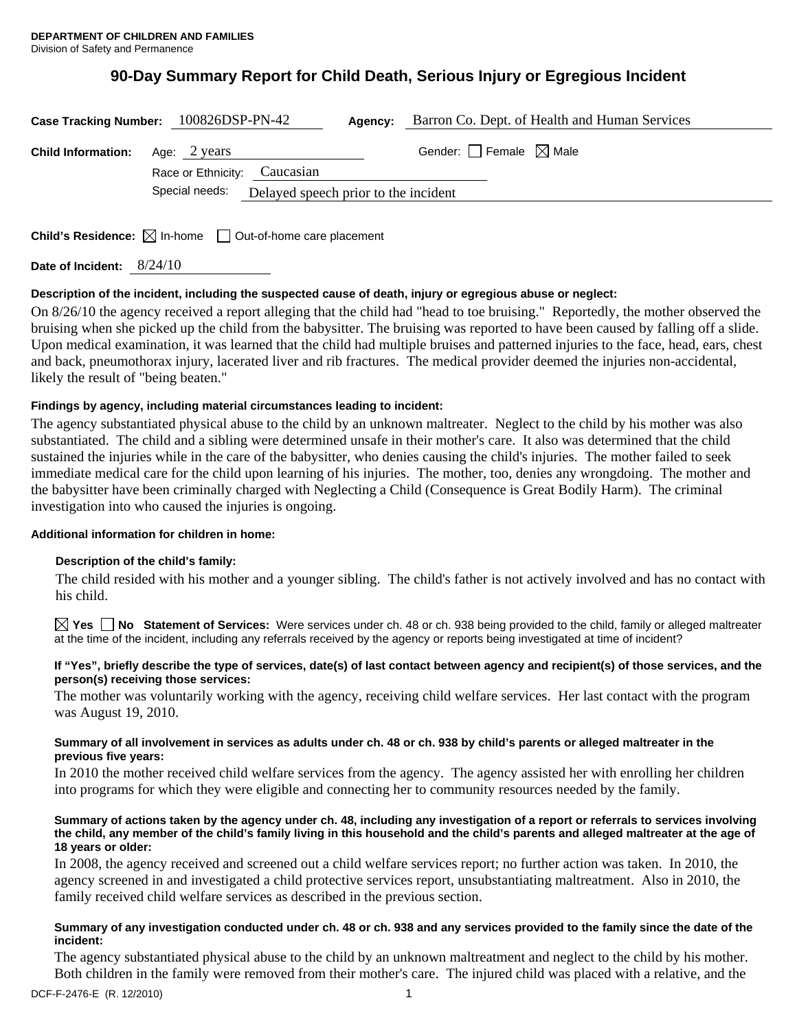**DEPARTMENT OF CHILDREN AND FAMILIES**
Division of Safety and Permanence

# 90-Day Summary Report for Child Death, Serious Injury or Egregious Incident

**Case Tracking Number:** 100826DSP-PN-42 **Agency:** Barron Co. Dept. of Health and Human Services

**Child Information:** Age: 2 years Gender: ☐ Female ☒ Male

Race or Ethnicity: Caucasian

Special needs: Delayed speech prior to the incident

**Child's Residence:** ☒ In-home ☐ Out-of-home care placement

**Date of Incident:** 8/24/10

**Description of the incident, including the suspected cause of death, injury or egregious abuse or neglect:**

On 8/26/10 the agency received a report alleging that the child had "head to toe bruising." Reportedly, the mother observed the bruising when she picked up the child from the babysitter. The bruising was reported to have been caused by falling off a slide. Upon medical examination, it was learned that the child had multiple bruises and patterned injuries to the face, head, ears, chest and back, pneumothorax injury, lacerated liver and rib fractures. The medical provider deemed the injuries non-accidental, likely the result of "being beaten."

**Findings by agency, including material circumstances leading to incident:**

The agency substantiated physical abuse to the child by an unknown maltreater. Neglect to the child by his mother was also substantiated. The child and a sibling were determined unsafe in their mother's care. It also was determined that the child sustained the injuries while in the care of the babysitter, who denies causing the child's injuries. The mother failed to seek immediate medical care for the child upon learning of his injuries. The mother, too, denies any wrongdoing. The mother and the babysitter have been criminally charged with Neglecting a Child (Consequence is Great Bodily Harm). The criminal investigation into who caused the injuries is ongoing.

**Additional information for children in home:**

**Description of the child's family:**

The child resided with his mother and a younger sibling. The child's father is not actively involved and has no contact with his child.

☒ **Yes** ☐ **No** **Statement of Services:** Were services under ch. 48 or ch. 938 being provided to the child, family or alleged maltreater at the time of the incident, including any referrals received by the agency or reports being investigated at time of incident?

**If "Yes", briefly describe the type of services, date(s) of last contact between agency and recipient(s) of those services, and the person(s) receiving those services:**

The mother was voluntarily working with the agency, receiving child welfare services. Her last contact with the program was August 19, 2010.

**Summary of all involvement in services as adults under ch. 48 or ch. 938 by child's parents or alleged maltreater in the previous five years:**

In 2010 the mother received child welfare services from the agency. The agency assisted her with enrolling her children into programs for which they were eligible and connecting her to community resources needed by the family.

**Summary of actions taken by the agency under ch. 48, including any investigation of a report or referrals to services involving the child, any member of the child's family living in this household and the child's parents and alleged maltreater at the age of 18 years or older:**

In 2008, the agency received and screened out a child welfare services report; no further action was taken. In 2010, the agency screened in and investigated a child protective services report, unsubstantiating maltreatment. Also in 2010, the family received child welfare services as described in the previous section.

**Summary of any investigation conducted under ch. 48 or ch. 938 and any services provided to the family since the date of the incident:**

The agency substantiated physical abuse to the child by an unknown maltreatment and neglect to the child by his mother. Both children in the family were removed from their mother's care. The injured child was placed with a relative, and the

DCF-F-2476-E (R. 12/2010)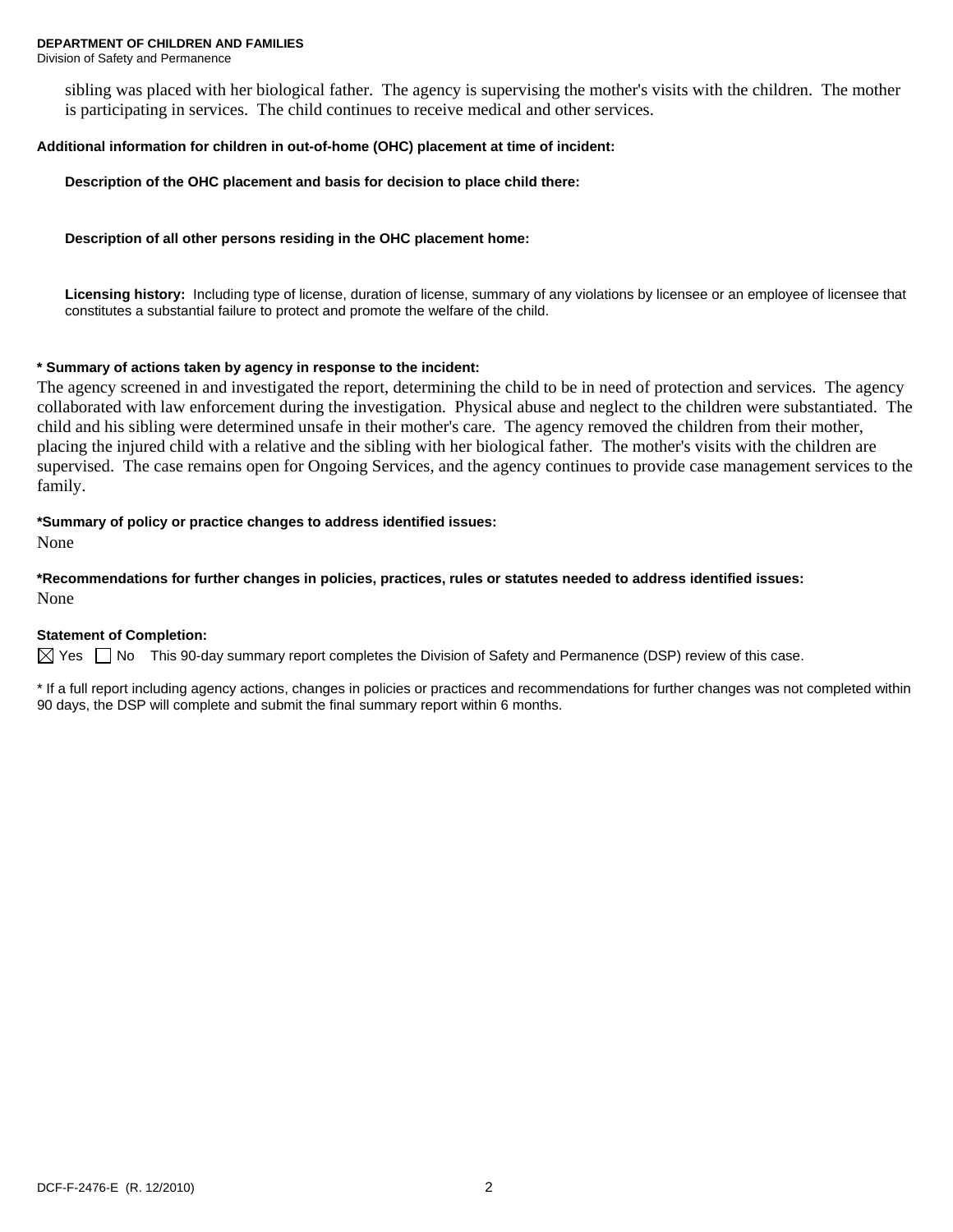sibling was placed with her biological father. The agency is supervising the mother's visits with the children. The mother is participating in services. The child continues to receive medical and other services.

**Additional information for children in out-of-home (OHC) placement at time of incident:**

**Description of the OHC placement and basis for decision to place child there:**

**Description of all other persons residing in the OHC placement home:**

**Licensing history:** Including type of license, duration of license, summary of any violations by licensee or an employee of licensee that constitutes a substantial failure to protect and promote the welfare of the child.

**\* Summary of actions taken by agency in response to the incident:**

The agency screened in and investigated the report, determining the child to be in need of protection and services. The agency collaborated with law enforcement during the investigation. Physical abuse and neglect to the children were substantiated. The child and his sibling were determined unsafe in their mother's care. The agency removed the children from their mother, placing the injured child with a relative and the sibling with her biological father. The mother's visits with the children are supervised. The case remains open for Ongoing Services, and the agency continues to provide case management services to the family.

**\*Summary of policy or practice changes to address identified issues:**

None

**\*Recommendations for further changes in policies, practices, rules or statutes needed to address identified issues:**

None

**Statement of Completion:**

☒ Yes ☐ No This 90-day summary report completes the Division of Safety and Permanence (DSP) review of this case.

\* If a full report including agency actions, changes in policies or practices and recommendations for further changes was not completed within 90 days, the DSP will complete and submit the final summary report within 6 months.